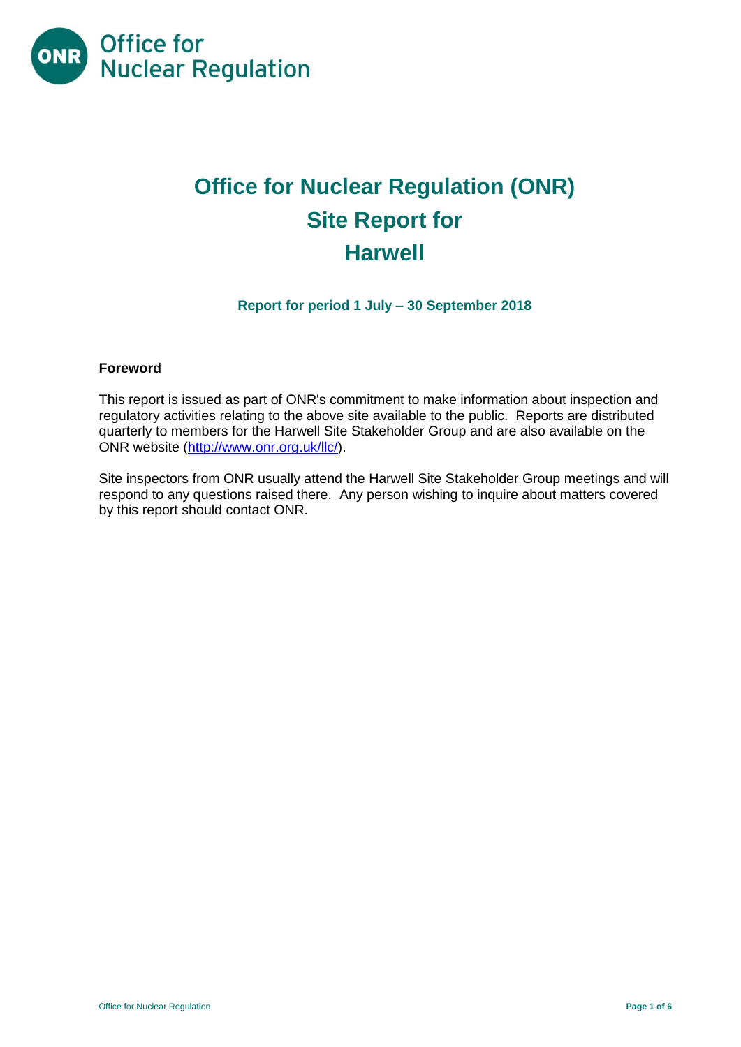Office for Nuclear Regulation

# Office for Nuclear Regulation (ONR) Site Report for Harwell

### Report for period 1 July – 30 September 2018

**Foreword**

This report is issued as part of ONR's commitment to make information about inspection and regulatory activities relating to the above site available to the public. Reports are distributed quarterly to members for the Harwell Site Stakeholder Group and are also available on the ONR website (http://www.onr.org.uk/llc/).

Site inspectors from ONR usually attend the Harwell Site Stakeholder Group meetings and will respond to any questions raised there. Any person wishing to inquire about matters covered by this report should contact ONR.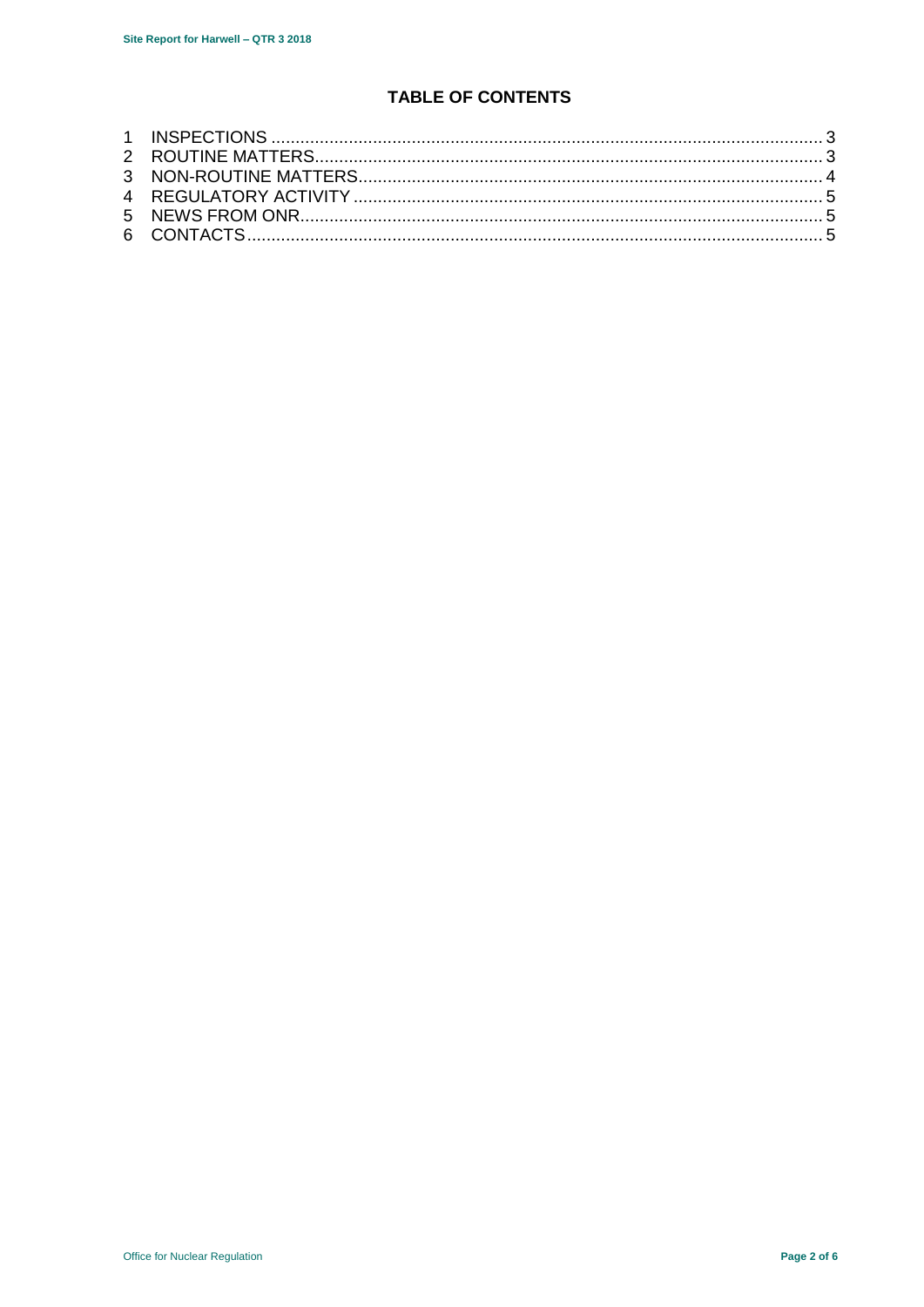# TABLE OF CONTENTS

1 INSPECTIONS .......... 3
2 ROUTINE MATTERS .......... 3
3 NON-ROUTINE MATTERS .......... 4
4 REGULATORY ACTIVITY .......... 5
5 NEWS FROM ONR .......... 5
6 CONTACTS .......... 5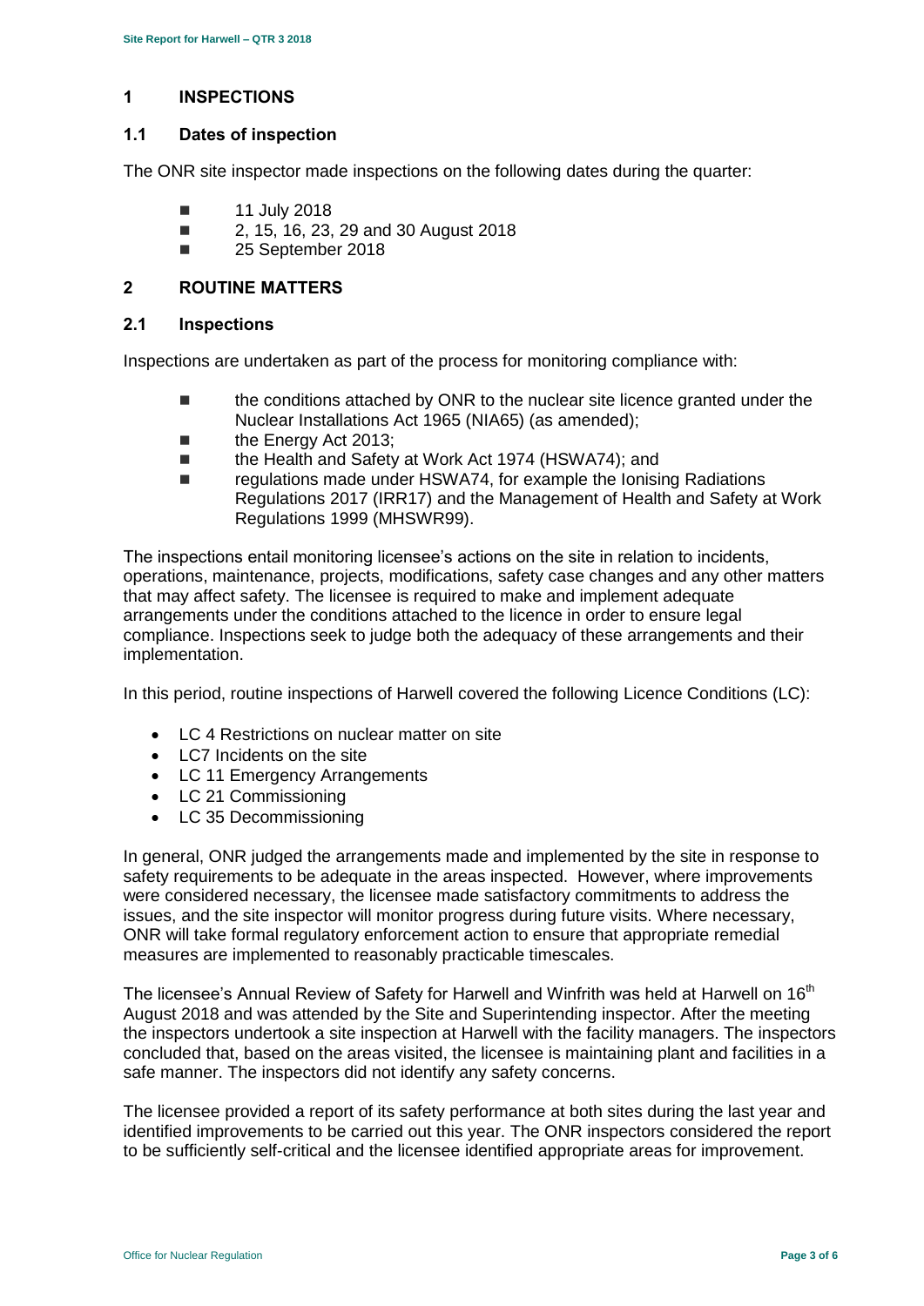## 1 INSPECTIONS

### 1.1 Dates of inspection

The ONR site inspector made inspections on the following dates during the quarter:

- 11 July 2018
- 2, 15, 16, 23, 29 and 30 August 2018
- 25 September 2018

## 2 ROUTINE MATTERS

### 2.1 Inspections

Inspections are undertaken as part of the process for monitoring compliance with:

- the conditions attached by ONR to the nuclear site licence granted under the Nuclear Installations Act 1965 (NIA65) (as amended);
- the Energy Act 2013;
- the Health and Safety at Work Act 1974 (HSWA74); and
- regulations made under HSWA74, for example the Ionising Radiations Regulations 2017 (IRR17) and the Management of Health and Safety at Work Regulations 1999 (MHSWR99).

The inspections entail monitoring licensee's actions on the site in relation to incidents, operations, maintenance, projects, modifications, safety case changes and any other matters that may affect safety. The licensee is required to make and implement adequate arrangements under the conditions attached to the licence in order to ensure legal compliance. Inspections seek to judge both the adequacy of these arrangements and their implementation.

In this period, routine inspections of Harwell covered the following Licence Conditions (LC):

- LC 4 Restrictions on nuclear matter on site
- LC7 Incidents on the site
- LC 11 Emergency Arrangements
- LC 21 Commissioning
- LC 35 Decommissioning

In general, ONR judged the arrangements made and implemented by the site in response to safety requirements to be adequate in the areas inspected. However, where improvements were considered necessary, the licensee made satisfactory commitments to address the issues, and the site inspector will monitor progress during future visits. Where necessary, ONR will take formal regulatory enforcement action to ensure that appropriate remedial measures are implemented to reasonably practicable timescales.

The licensee's Annual Review of Safety for Harwell and Winfrith was held at Harwell on 16th August 2018 and was attended by the Site and Superintending inspector. After the meeting the inspectors undertook a site inspection at Harwell with the facility managers. The inspectors concluded that, based on the areas visited, the licensee is maintaining plant and facilities in a safe manner. The inspectors did not identify any safety concerns.

The licensee provided a report of its safety performance at both sites during the last year and identified improvements to be carried out this year. The ONR inspectors considered the report to be sufficiently self-critical and the licensee identified appropriate areas for improvement.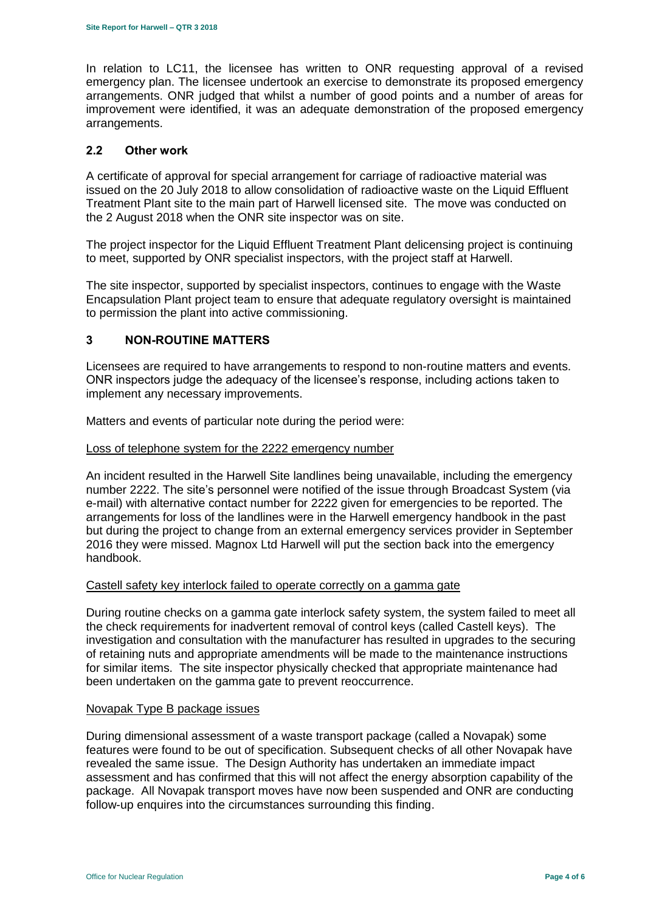In relation to LC11, the licensee has written to ONR requesting approval of a revised emergency plan. The licensee undertook an exercise to demonstrate its proposed emergency arrangements. ONR judged that whilst a number of good points and a number of areas for improvement were identified, it was an adequate demonstration of the proposed emergency arrangements.

## 2.2 Other work

A certificate of approval for special arrangement for carriage of radioactive material was issued on the 20 July 2018 to allow consolidation of radioactive waste on the Liquid Effluent Treatment Plant site to the main part of Harwell licensed site. The move was conducted on the 2 August 2018 when the ONR site inspector was on site.

The project inspector for the Liquid Effluent Treatment Plant delicensing project is continuing to meet, supported by ONR specialist inspectors, with the project staff at Harwell.

The site inspector, supported by specialist inspectors, continues to engage with the Waste Encapsulation Plant project team to ensure that adequate regulatory oversight is maintained to permission the plant into active commissioning.

# 3 NON-ROUTINE MATTERS

Licensees are required to have arrangements to respond to non-routine matters and events. ONR inspectors judge the adequacy of the licensee's response, including actions taken to implement any necessary improvements.

Matters and events of particular note during the period were:

Loss of telephone system for the 2222 emergency number

An incident resulted in the Harwell Site landlines being unavailable, including the emergency number 2222. The site's personnel were notified of the issue through Broadcast System (via e-mail) with alternative contact number for 2222 given for emergencies to be reported. The arrangements for loss of the landlines were in the Harwell emergency handbook in the past but during the project to change from an external emergency services provider in September 2016 they were missed. Magnox Ltd Harwell will put the section back into the emergency handbook.

Castell safety key interlock failed to operate correctly on a gamma gate

During routine checks on a gamma gate interlock safety system, the system failed to meet all the check requirements for inadvertent removal of control keys (called Castell keys). The investigation and consultation with the manufacturer has resulted in upgrades to the securing of retaining nuts and appropriate amendments will be made to the maintenance instructions for similar items. The site inspector physically checked that appropriate maintenance had been undertaken on the gamma gate to prevent reoccurrence.

Novapak Type B package issues

During dimensional assessment of a waste transport package (called a Novapak) some features were found to be out of specification. Subsequent checks of all other Novapak have revealed the same issue. The Design Authority has undertaken an immediate impact assessment and has confirmed that this will not affect the energy absorption capability of the package. All Novapak transport moves have now been suspended and ONR are conducting follow-up enquires into the circumstances surrounding this finding.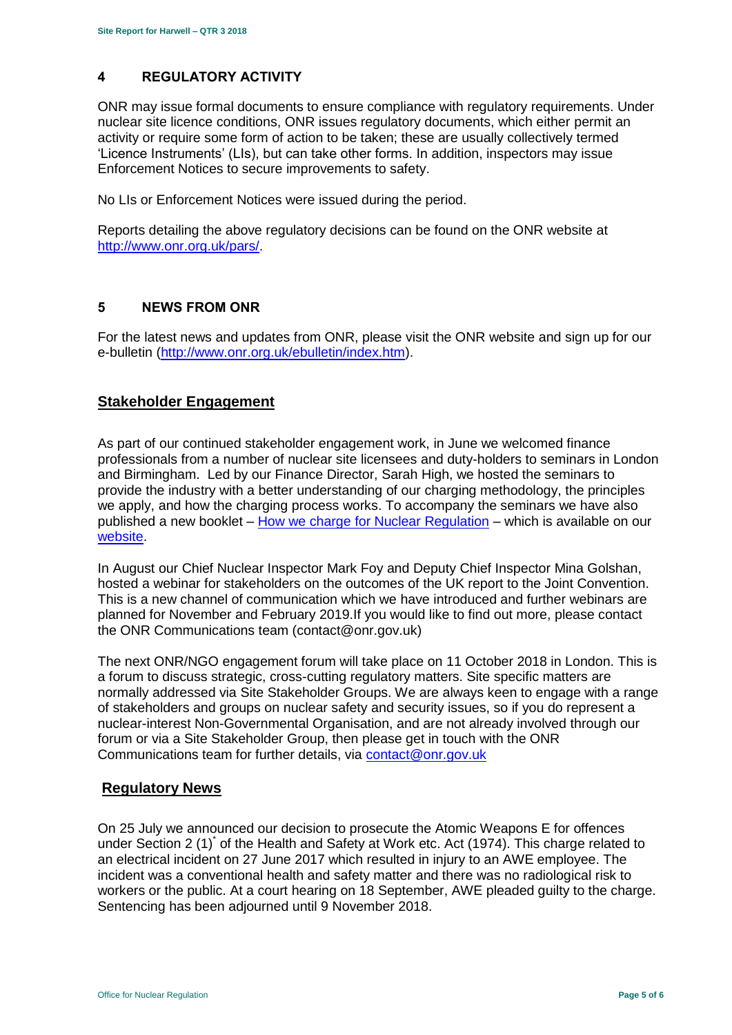## 4 REGULATORY ACTIVITY

ONR may issue formal documents to ensure compliance with regulatory requirements. Under nuclear site licence conditions, ONR issues regulatory documents, which either permit an activity or require some form of action to be taken; these are usually collectively termed 'Licence Instruments' (LIs), but can take other forms. In addition, inspectors may issue Enforcement Notices to secure improvements to safety.

No LIs or Enforcement Notices were issued during the period.

Reports detailing the above regulatory decisions can be found on the ONR website at [http://www.onr.org.uk/pars/](http://www.onr.org.uk/pars/).

## 5 NEWS FROM ONR

For the latest news and updates from ONR, please visit the ONR website and sign up for our e-bulletin ([http://www.onr.org.uk/ebulletin/index.htm](http://www.onr.org.uk/ebulletin/index.htm)).

### Stakeholder Engagement

As part of our continued stakeholder engagement work, in June we welcomed finance professionals from a number of nuclear site licensees and duty-holders to seminars in London and Birmingham. Led by our Finance Director, Sarah High, we hosted the seminars to provide the industry with a better understanding of our charging methodology, the principles we apply, and how the charging process works. To accompany the seminars we have also published a new booklet – How we charge for Nuclear Regulation – which is available on our website.

In August our Chief Nuclear Inspector Mark Foy and Deputy Chief Inspector Mina Golshan, hosted a webinar for stakeholders on the outcomes of the UK report to the Joint Convention. This is a new channel of communication which we have introduced and further webinars are planned for November and February 2019.If you would like to find out more, please contact the ONR Communications team (contact@onr.gov.uk)

The next ONR/NGO engagement forum will take place on 11 October 2018 in London. This is a forum to discuss strategic, cross-cutting regulatory matters. Site specific matters are normally addressed via Site Stakeholder Groups. We are always keen to engage with a range of stakeholders and groups on nuclear safety and security issues, so if you do represent a nuclear-interest Non-Governmental Organisation, and are not already involved through our forum or via a Site Stakeholder Group, then please get in touch with the ONR Communications team for further details, via contact@onr.gov.uk

### Regulatory News

On 25 July we announced our decision to prosecute the Atomic Weapons E for offences under Section 2 (1)* of the Health and Safety at Work etc. Act (1974). This charge related to an electrical incident on 27 June 2017 which resulted in injury to an AWE employee. The incident was a conventional health and safety matter and there was no radiological risk to workers or the public. At a court hearing on 18 September, AWE pleaded guilty to the charge. Sentencing has been adjourned until 9 November 2018.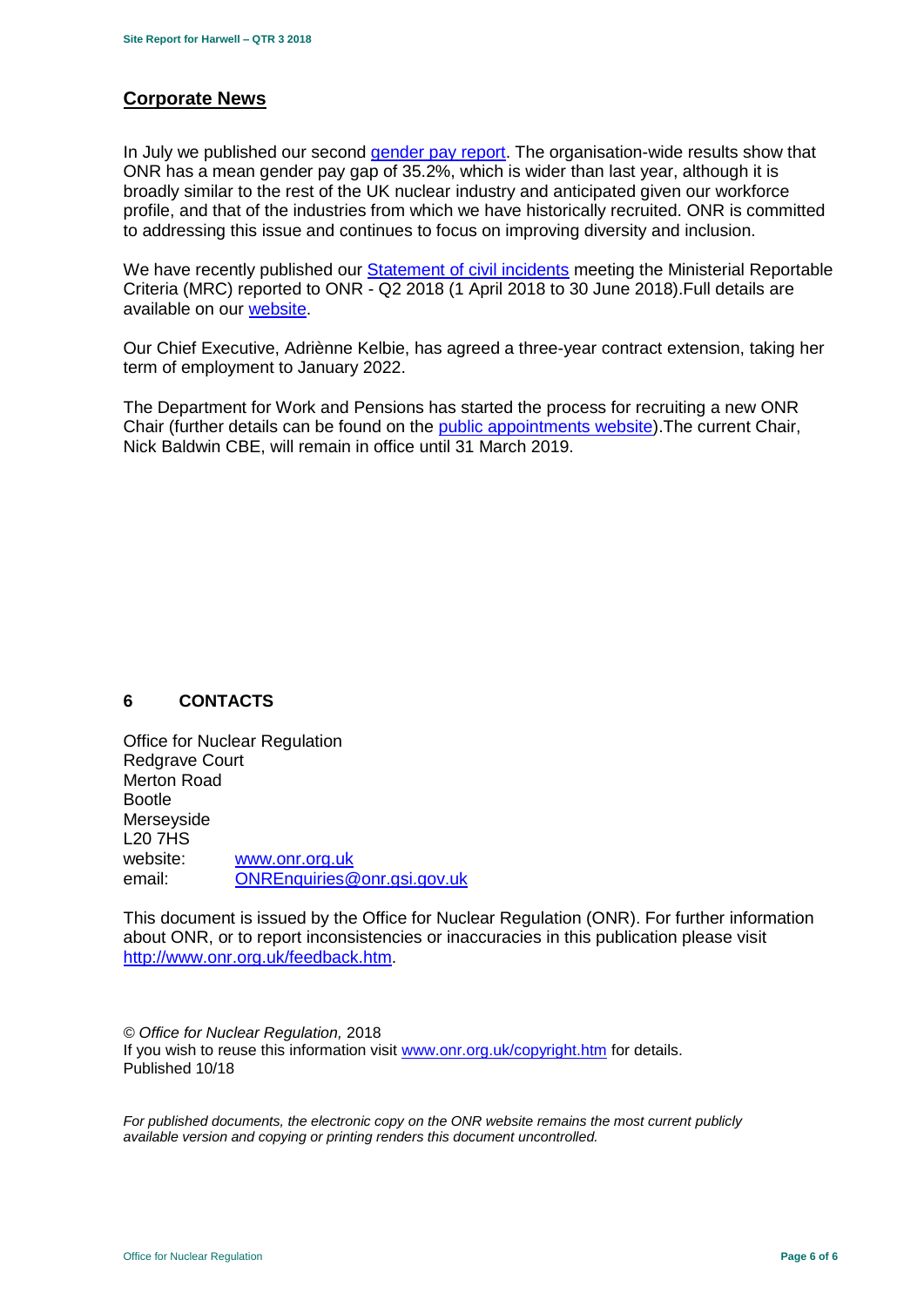## Corporate News

In July we published our second [gender pay report](). The organisation-wide results show that ONR has a mean gender pay gap of 35.2%, which is wider than last year, although it is broadly similar to the rest of the UK nuclear industry and anticipated given our workforce profile, and that of the industries from which we have historically recruited. ONR is committed to addressing this issue and continues to focus on improving diversity and inclusion.

We have recently published our [Statement of civil incidents]() meeting the Ministerial Reportable Criteria (MRC) reported to ONR - Q2 2018 (1 April 2018 to 30 June 2018).Full details are available on our [website]().

Our Chief Executive, Adriènne Kelbie, has agreed a three-year contract extension, taking her term of employment to January 2022.

The Department for Work and Pensions has started the process for recruiting a new ONR Chair (further details can be found on the [public appointments website]()).The current Chair, Nick Baldwin CBE, will remain in office until 31 March 2019.

# 6 CONTACTS

Office for Nuclear Regulation
Redgrave Court
Merton Road
Bootle
Merseyside
L20 7HS
website: www.onr.org.uk
email: ONREnquiries@onr.gsi.gov.uk

This document is issued by the Office for Nuclear Regulation (ONR). For further information about ONR, or to report inconsistencies or inaccuracies in this publication please visit http://www.onr.org.uk/feedback.htm.

© *Office for Nuclear Regulation,* 2018
If you wish to reuse this information visit www.onr.org.uk/copyright.htm for details.
Published 10/18

*For published documents, the electronic copy on the ONR website remains the most current publicly available version and copying or printing renders this document uncontrolled.*